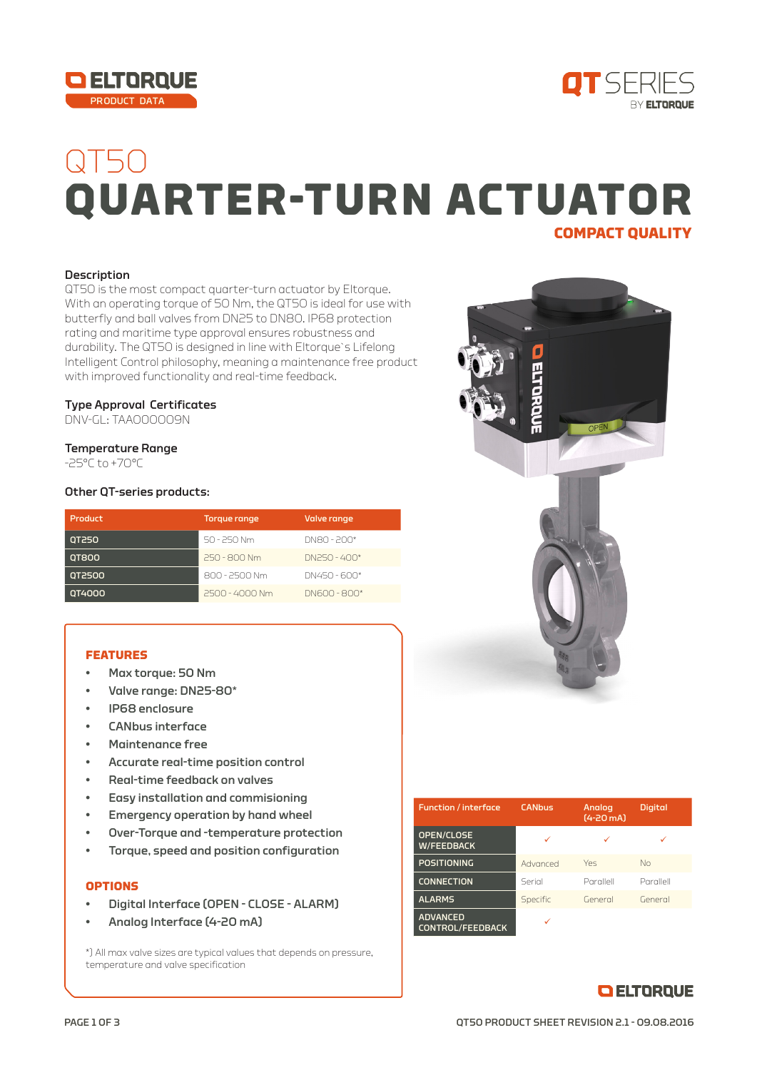ELTORQUE PRODUCT DATA

QT SERIES BY ELTORQUE

# QT50
# QUARTER-TURN ACTUATOR
## COMPACT QUALITY

### Description
QT50 is the most compact quarter-turn actuator by Eltorque. With an operating torque of 50 Nm, the QT50 is ideal for use with butterfly and ball valves from DN25 to DN80. IP68 protection rating and maritime type approval ensures robustness and durability. The QT50 is designed in line with Eltorque`s Lifelong Intelligent Control philosophy, meaning a maintenance free product with improved functionality and real-time feedback.

### Type Approval Certificates
DNV-GL: TAA000009N

### Temperature Range
-25°C to +70°C

### Other QT-series products:

| Product | Torque range | Valve range |
|---|---|---|
| QT250 | 50 - 250 Nm | DN80 - 200* |
| QT800 | 250 - 800 Nm | DN250 - 400* |
| QT2500 | 800 - 2500 Nm | DN450 - 600* |
| QT4000 | 2500 - 4000 Nm | DN600 - 800* |

### FEATURES
- Max torque: 50 Nm
- Valve range: DN25-80*
- IP68 enclosure
- CANbus interface
- Maintenance free
- Accurate real-time position control
- Real-time feedback on valves
- Easy installation and commisioning
- Emergency operation by hand wheel
- Over-Torque and -temperature protection
- Torque, speed and position configuration

### OPTIONS
- Digital Interface (OPEN - CLOSE - ALARM)
- Analog Interface (4-20 mA)

*) All max valve sizes are typical values that depends on pressure, temperature and valve specification

| Function / interface | CANbus | Analog (4-20 mA) | Digital |
|---|---|---|---|
| OPEN/CLOSE W/FEEDBACK | ✓ | ✓ | ✓ |
| POSITIONING | Advanced | Yes | No |
| CONNECTION | Serial | Parallell | Parallell |
| ALARMS | Specific | General | General |
| ADVANCED CONTROL/FEEDBACK | ✓ | | |

ELTORQUE

QT50 PRODUCT SHEET REVISION 2.1 - 09.08.2016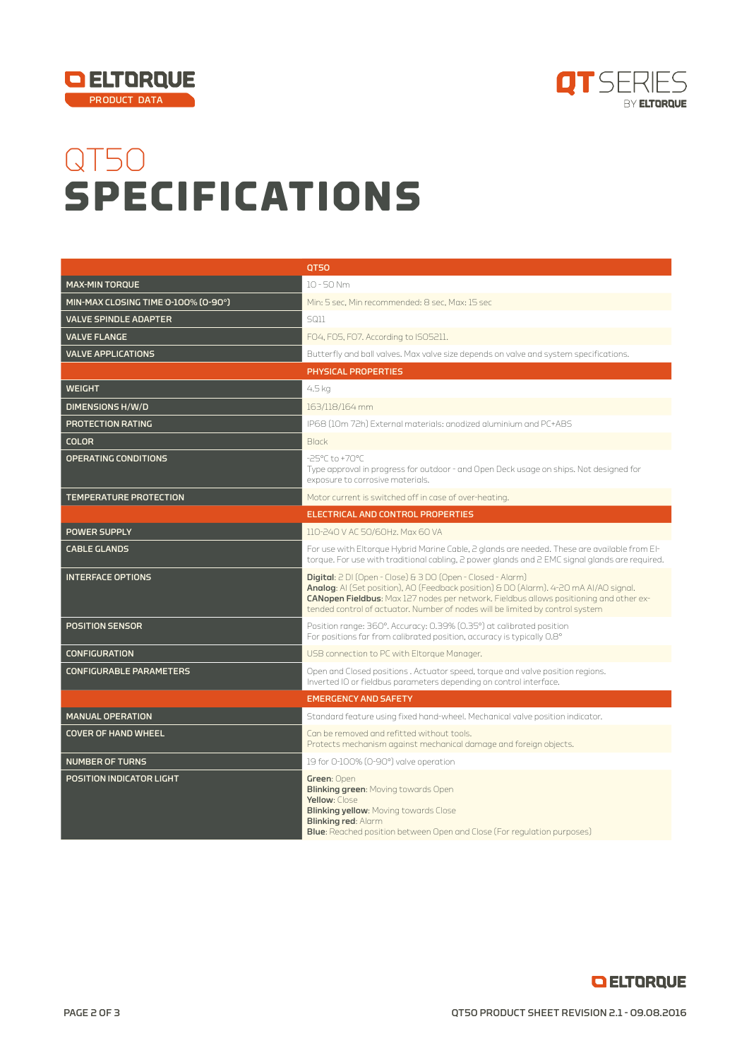# QT50
# SPECIFICATIONS

| | QT50 |
|---|---|
| MAX-MIN TORQUE | 10 - 50 Nm |
| MIN-MAX CLOSING TIME 0-100% (0-90°) | Min: 5 sec, Min recommended: 8 sec, Max: 15 sec |
| VALVE SPINDLE ADAPTER | SQ11 |
| VALVE FLANGE | F04, F05, F07. According to ISO5211. |
| VALVE APPLICATIONS | Butterfly and ball valves. Max valve size depends on valve and system specifications. |
| | **PHYSICAL PROPERTIES** |
| WEIGHT | 4.5 kg |
| DIMENSIONS H/W/D | 163/118/164 mm |
| PROTECTION RATING | IP68 (10m 72h) External materials: anodized aluminium and PC+ABS |
| COLOR | Black |
| OPERATING CONDITIONS | -25°C to +70°C<br>Type approval in progress for outdoor - and Open Deck usage on ships. Not designed for exposure to corrosive materials. |
| TEMPERATURE PROTECTION | Motor current is switched off in case of over-heating. |
| | **ELECTRICAL AND CONTROL PROPERTIES** |
| POWER SUPPLY | 110-240 V AC 50/60Hz. Max 60 VA |
| CABLE GLANDS | For use with Eltorque Hybrid Marine Cable, 2 glands are needed. These are available from El-torque. For use with traditional cabling, 2 power glands and 2 EMC signal glands are required. |
| INTERFACE OPTIONS | **Digital**: 2 DI (Open - Close) & 3 DO (Open - Closed - Alarm)<br>**Analog**: AI (Set position), AO (Feedback position) & DO (Alarm). 4-20 mA AI/AO signal.<br>**CANopen Fieldbus**: Max 127 nodes per network. Fieldbus allows positioning and other ex-tended control of actuator. Number of nodes will be limited by control system |
| POSITION SENSOR | Position range: 360°. Accuracy: 0.39% (0.35°) at calibrated position<br>For positions far from calibrated position, accuracy is typically 0.8° |
| CONFIGURATION | USB connection to PC with Eltorque Manager. |
| CONFIGURABLE PARAMETERS | Open and Closed positions . Actuator speed, torque and valve position regions.<br>Inverted IO or fieldbus parameters depending on control interface. |
| | **EMERGENCY AND SAFETY** |
| MANUAL OPERATION | Standard feature using fixed hand-wheel. Mechanical valve position indicator. |
| COVER OF HAND WHEEL | Can be removed and refitted without tools.<br>Protects mechanism against mechanical damage and foreign objects. |
| NUMBER OF TURNS | 19 for 0-100% (0-90°) valve operation |
| POSITION INDICATOR LIGHT | **Green**: Open<br>**Blinking green**: Moving towards Open<br>**Yellow**: Close<br>**Blinking yellow**: Moving towards Close<br>**Blinking red**: Alarm<br>**Blue**: Reached position between Open and Close (For regulation purposes) |

QT50 PRODUCT SHEET REVISION 2.1 - 09.08.2016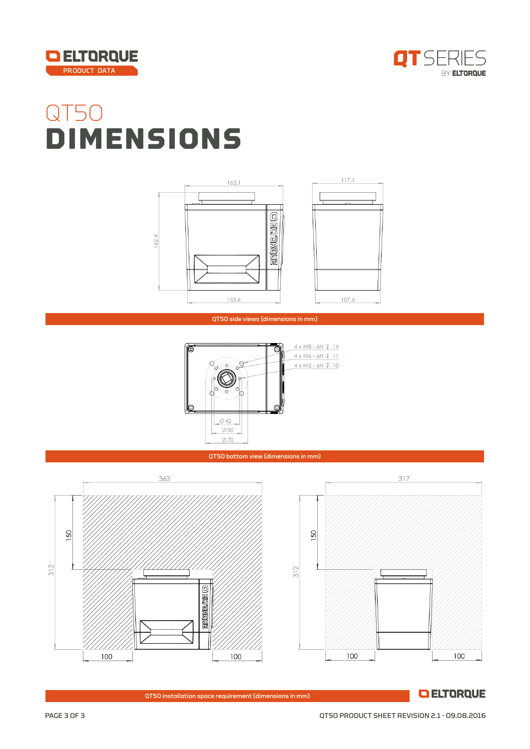# QT50

# DIMENSIONS

163,1

117,1

162,4

153,6

107,6

QT50 side views (dimensions in mm)

4 x M8 - 6H ⊽ 14

4 x M6 - 6H ⊽ 11

4 x M5 - 6H ⊽ 10

Ø 42

Ø 50

Ø 70

QT50 bottom view (dimensions in mm)

363

317

150

312

150

312

100

100

100

100

QT50 installation space requirement (dimensions in mm)